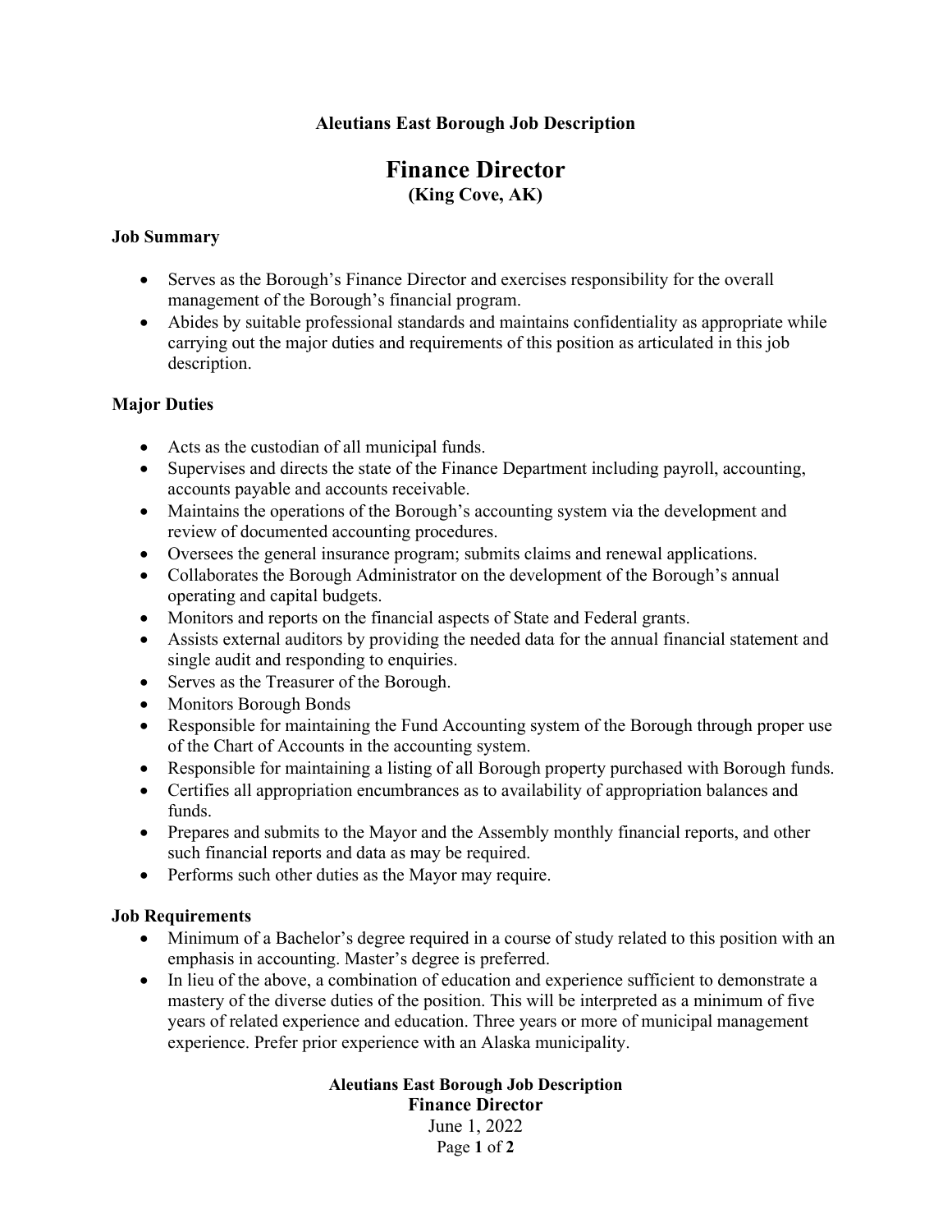**Aleutians East Borough Job Description**

# Finance Director

**(King Cove, AK)**

### Job Summary

- Serves as the Borough's Finance Director and exercises responsibility for the overall management of the Borough's financial program.
- Abides by suitable professional standards and maintains confidentiality as appropriate while carrying out the major duties and requirements of this position as articulated in this job description.

### Major Duties

- Acts as the custodian of all municipal funds.
- Supervises and directs the state of the Finance Department including payroll, accounting, accounts payable and accounts receivable.
- Maintains the operations of the Borough's accounting system via the development and review of documented accounting procedures.
- Oversees the general insurance program; submits claims and renewal applications.
- Collaborates the Borough Administrator on the development of the Borough's annual operating and capital budgets.
- Monitors and reports on the financial aspects of State and Federal grants.
- Assists external auditors by providing the needed data for the annual financial statement and single audit and responding to enquiries.
- Serves as the Treasurer of the Borough.
- Monitors Borough Bonds
- Responsible for maintaining the Fund Accounting system of the Borough through proper use of the Chart of Accounts in the accounting system.
- Responsible for maintaining a listing of all Borough property purchased with Borough funds.
- Certifies all appropriation encumbrances as to availability of appropriation balances and funds.
- Prepares and submits to the Mayor and the Assembly monthly financial reports, and other such financial reports and data as may be required.
- Performs such other duties as the Mayor may require.

### Job Requirements

- Minimum of a Bachelor's degree required in a course of study related to this position with an emphasis in accounting. Master's degree is preferred.
- In lieu of the above, a combination of education and experience sufficient to demonstrate a mastery of the diverse duties of the position. This will be interpreted as a minimum of five years of related experience and education. Three years or more of municipal management experience. Prefer prior experience with an Alaska municipality.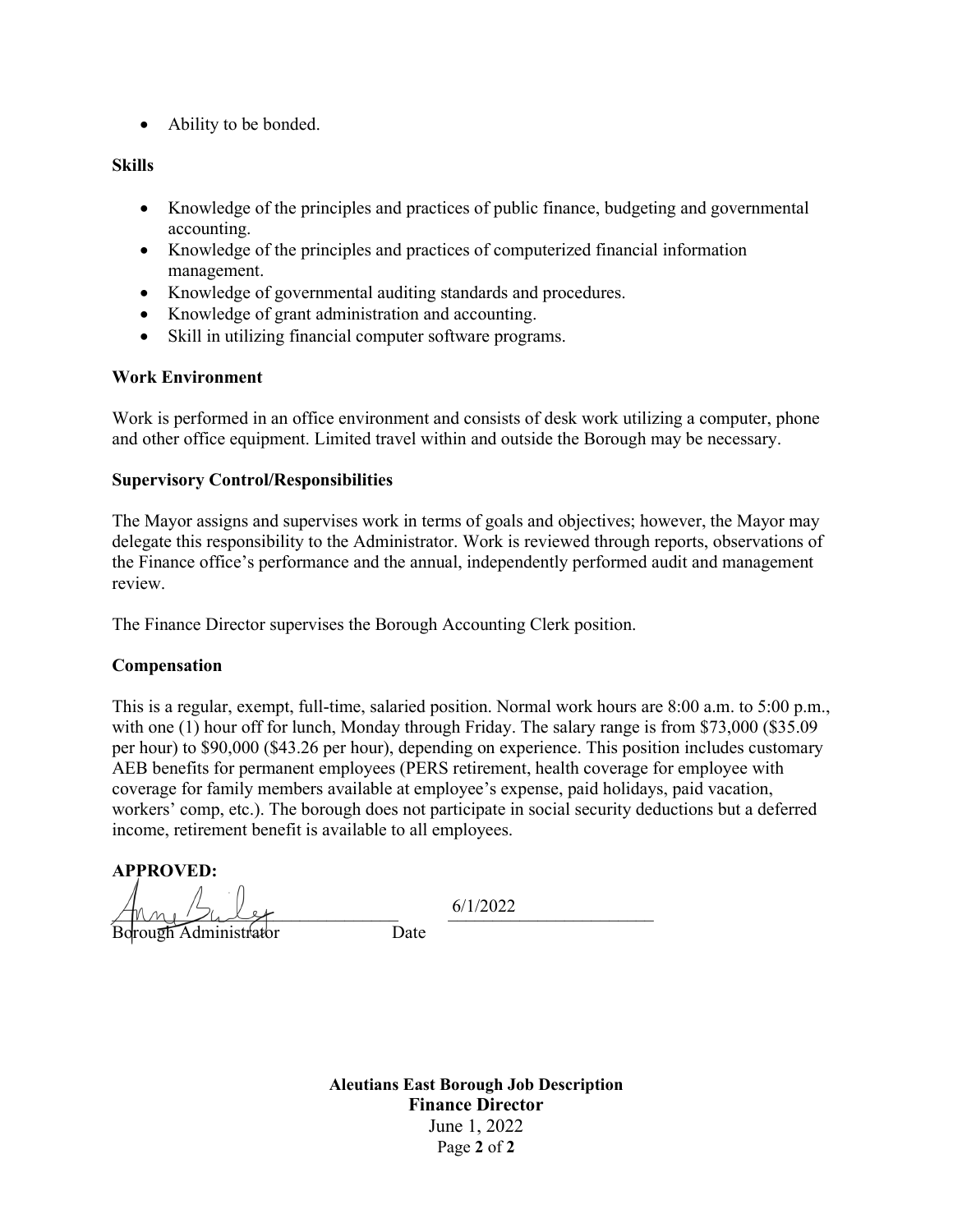- Ability to be bonded.

**Skills**

- Knowledge of the principles and practices of public finance, budgeting and governmental accounting.
- Knowledge of the principles and practices of computerized financial information management.
- Knowledge of governmental auditing standards and procedures.
- Knowledge of grant administration and accounting.
- Skill in utilizing financial computer software programs.

**Work Environment**

Work is performed in an office environment and consists of desk work utilizing a computer, phone and other office equipment. Limited travel within and outside the Borough may be necessary.

**Supervisory Control/Responsibilities**

The Mayor assigns and supervises work in terms of goals and objectives; however, the Mayor may delegate this responsibility to the Administrator. Work is reviewed through reports, observations of the Finance office's performance and the annual, independently performed audit and management review.

The Finance Director supervises the Borough Accounting Clerk position.

**Compensation**

This is a regular, exempt, full-time, salaried position. Normal work hours are 8:00 a.m. to 5:00 p.m., with one (1) hour off for lunch, Monday through Friday. The salary range is from $73,000 ($35.09 per hour) to $90,000 ($43.26 per hour), depending on experience. This position includes customary AEB benefits for permanent employees (PERS retirement, health coverage for employee with coverage for family members available at employee's expense, paid holidays, paid vacation, workers' comp, etc.). The borough does not participate in social security deductions but a deferred income, retirement benefit is available to all employees.

**APPROVED:**

Borough Administrator 6/1/2022
Date

**Aleutians East Borough Job Description**
**Finance Director**
June 1, 2022